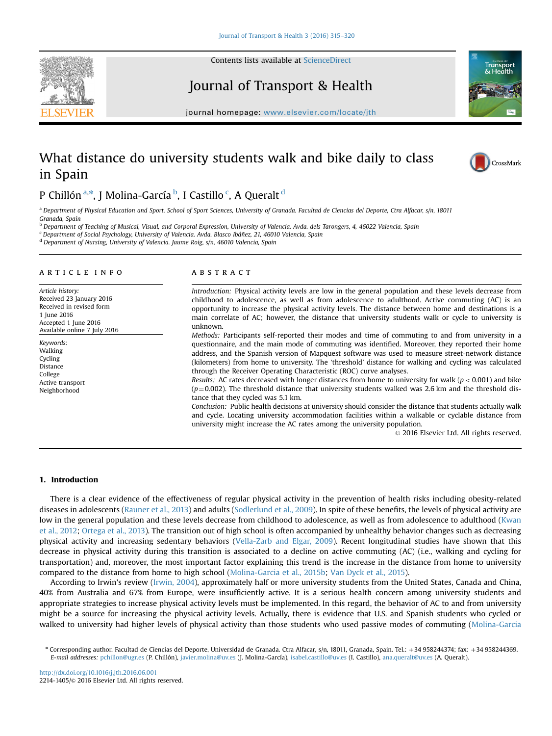# What distance do university students walk and bike daily to class in Spain

P Chillón [a,*], J Molina-García [b], I Castillo [c], A Queralt [d]

[a] Department of Physical Education and Sport, School of Sport Sciences, University of Granada. Facultad de Ciencias del Deporte, Ctra Alfacar, s/n, 18011 Granada, Spain
[b] Department of Teaching of Musical, Visual, and Corporal Expression, University of Valencia. Avda. dels Tarongers, 4, 46022 Valencia, Spain
[c] Department of Social Psychology, University of Valencia. Avda. Blasco Ibáñez, 21, 46010 Valencia, Spain
[d] Department of Nursing, University of Valencia. Jaume Roig, s/n, 46010 Valencia, Spain

## ARTICLE INFO

*Article history:*
Received 23 January 2016
Received in revised form 1 June 2016
Accepted 1 June 2016
Available online 7 July 2016

*Keywords:*
Walking
Cycling
Distance
College
Active transport
Neighborhood

## ABSTRACT

*Introduction:* Physical activity levels are low in the general population and these levels decrease from childhood to adolescence, as well as from adolescence to adulthood. Active commuting (AC) is an opportunity to increase the physical activity levels. The distance between home and destinations is a main correlate of AC; however, the distance that university students walk or cycle to university is unknown.

*Methods:* Participants self-reported their modes and time of commuting to and from university in a questionnaire, and the main mode of commuting was identified. Moreover, they reported their home address, and the Spanish version of Mapquest software was used to measure street-network distance (kilometers) from home to university. The 'threshold' distance for walking and cycling was calculated through the Receiver Operating Characteristic (ROC) curve analyses.

*Results:* AC rates decreased with longer distances from home to university for walk ($p < 0.001$) and bike ($p = 0.002$). The threshold distance that university students walked was 2.6 km and the threshold distance that they cycled was 5.1 km.

*Conclusion:* Public health decisions at university should consider the distance that students actually walk and cycle. Locating university accommodation facilities within a walkable or cyclable distance from university might increase the AC rates among the university population.

© 2016 Elsevier Ltd. All rights reserved.

## 1. Introduction

There is a clear evidence of the effectiveness of regular physical activity in the prevention of health risks including obesity-related diseases in adolescents (Rauner et al., 2013) and adults (Sodlerlund et al., 2009). In spite of these benefits, the levels of physical activity are low in the general population and these levels decrease from childhood to adolescence, as well as from adolescence to adulthood (Kwan et al., 2012; Ortega et al., 2013). The transition out of high school is often accompanied by unhealthy behavior changes such as decreasing physical activity and increasing sedentary behaviors (Vella-Zarb and Elgar, 2009). Recent longitudinal studies have shown that this decrease in physical activity during this transition is associated to a decline on active commuting (AC) (i.e., walking and cycling for transportation) and, moreover, the most important factor explaining this trend is the increase in the distance from home to university compared to the distance from home to high school (Molina-Garcia et al., 2015b; Van Dyck et al., 2015).

According to Irwin's review (Irwin, 2004), approximately half or more university students from the United States, Canada and China, 40% from Australia and 67% from Europe, were insufficiently active. It is a serious health concern among university students and appropriate strategies to increase physical activity levels must be implemented. In this regard, the behavior of AC to and from university might be a source for increasing the physical activity levels. Actually, there is evidence that U.S. and Spanish students who cycled or walked to university had higher levels of physical activity than those students who used passive modes of commuting (Molina-Garcia

* Corresponding author. Facultad de Ciencias del Deporte, Universidad de Granada. Ctra Alfacar, s/n, 18011, Granada, Spain. Tel.: +34 958244374; fax: +34 958244369.
*E-mail addresses:* pchillon@ugr.es (P. Chillón), javier.molina@uv.es (J. Molina-García), isabel.castillo@uv.es (I. Castillo), ana.queralt@uv.es (A. Queralt).

http://dx.doi.org/10.1016/j.jth.2016.06.001
2214-1405/© 2016 Elsevier Ltd. All rights reserved.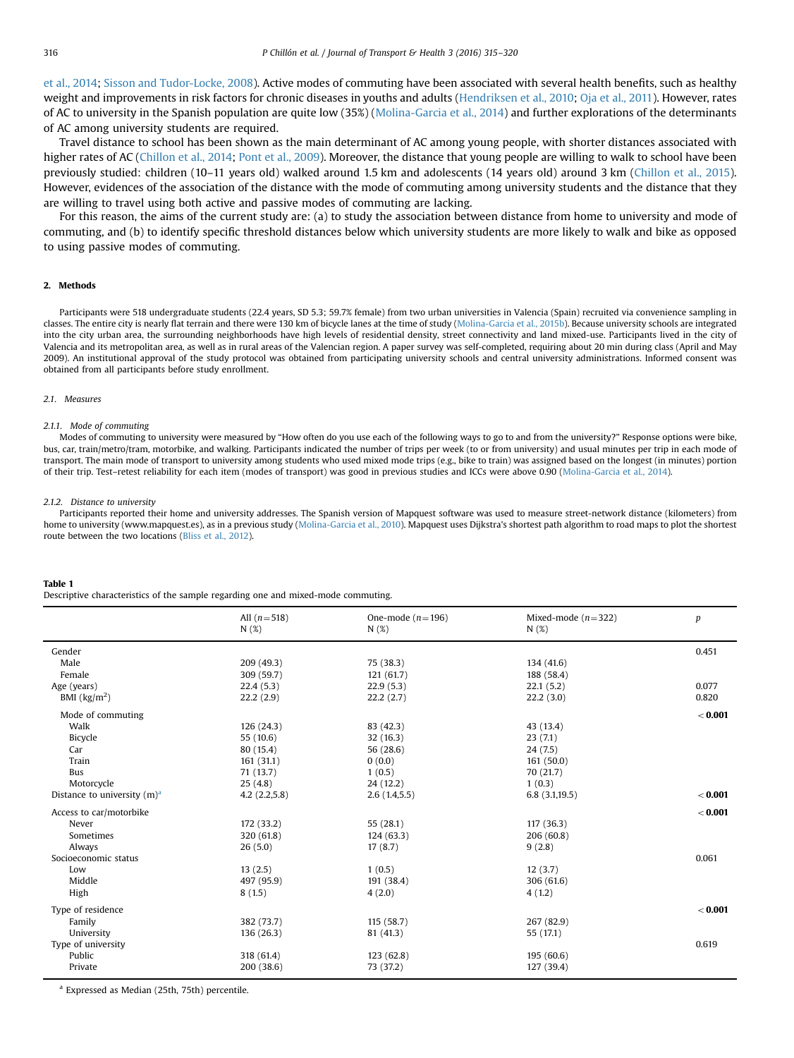et al., 2014; Sisson and Tudor-Locke, 2008). Active modes of commuting have been associated with several health benefits, such as healthy weight and improvements in risk factors for chronic diseases in youths and adults (Hendriksen et al., 2010; Oja et al., 2011). However, rates of AC to university in the Spanish population are quite low (35%) (Molina-Garcia et al., 2014) and further explorations of the determinants of AC among university students are required.

Travel distance to school has been shown as the main determinant of AC among young people, with shorter distances associated with higher rates of AC (Chillon et al., 2014; Pont et al., 2009). Moreover, the distance that young people are willing to walk to school have been previously studied: children (10–11 years old) walked around 1.5 km and adolescents (14 years old) around 3 km (Chillon et al., 2015). However, evidences of the association of the distance with the mode of commuting among university students and the distance that they are willing to travel using both active and passive modes of commuting are lacking.

For this reason, the aims of the current study are: (a) to study the association between distance from home to university and mode of commuting, and (b) to identify specific threshold distances below which university students are more likely to walk and bike as opposed to using passive modes of commuting.

## 2. Methods

Participants were 518 undergraduate students (22.4 years, SD 5.3; 59.7% female) from two urban universities in Valencia (Spain) recruited via convenience sampling in classes. The entire city is nearly flat terrain and there were 130 km of bicycle lanes at the time of study (Molina-Garcia et al., 2015b). Because university schools are integrated into the city urban area, the surrounding neighborhoods have high levels of residential density, street connectivity and land mixed-use. Participants lived in the city of Valencia and its metropolitan area, as well as in rural areas of the Valencian region. A paper survey was self-completed, requiring about 20 min during class (April and May 2009). An institutional approval of the study protocol was obtained from participating university schools and central university administrations. Informed consent was obtained from all participants before study enrollment.

### 2.1. Measures

#### 2.1.1. Mode of commuting

Modes of commuting to university were measured by "How often do you use each of the following ways to go to and from the university?" Response options were bike, bus, car, train/metro/tram, motorbike, and walking. Participants indicated the number of trips per week (to or from university) and usual minutes per trip in each mode of transport. The main mode of transport to university among students who used mixed mode trips (e.g., bike to train) was assigned based on the longest (in minutes) portion of their trip. Test–retest reliability for each item (modes of transport) was good in previous studies and ICCs were above 0.90 (Molina-Garcia et al., 2014).

#### 2.1.2. Distance to university

Participants reported their home and university addresses. The Spanish version of Mapquest software was used to measure street-network distance (kilometers) from home to university (www.mapquest.es), as in a previous study (Molina-Garcia et al., 2010). Mapquest uses Dijkstra's shortest path algorithm to road maps to plot the shortest route between the two locations (Bliss et al., 2012).

**Table 1**
Descriptive characteristics of the sample regarding one and mixed-mode commuting.

| | All ($n$=518) N (%) | One-mode ($n$=196) N (%) | Mixed-mode ($n$=322) N (%) | $p$ |
|---|---|---|---|---|
| Gender | | | | 0.451 |
| Male | 209 (49.3) | 75 (38.3) | 134 (41.6) | |
| Female | 309 (59.7) | 121 (61.7) | 188 (58.4) | |
| Age (years) | 22.4 (5.3) | 22.9 (5.3) | 22.1 (5.2) | 0.077 |
| BMI (kg/m$^2$) | 22.2 (2.9) | 22.2 (2.7) | 22.2 (3.0) | 0.820 |
| Mode of commuting | | | | **< 0.001** |
| Walk | 126 (24.3) | 83 (42.3) | 43 (13.4) | |
| Bicycle | 55 (10.6) | 32 (16.3) | 23 (7.1) | |
| Car | 80 (15.4) | 56 (28.6) | 24 (7.5) | |
| Train | 161 (31.1) | 0 (0.0) | 161 (50.0) | |
| Bus | 71 (13.7) | 1 (0.5) | 70 (21.7) | |
| Motorcycle | 25 (4.8) | 24 (12.2) | 1 (0.3) | |
| Distance to university (m)[a] | 4.2 (2.2,5.8) | 2.6 (1.4,5.5) | 6.8 (3.1,19.5) | **< 0.001** |
| Access to car/motorbike | | | | **< 0.001** |
| Never | 172 (33.2) | 55 (28.1) | 117 (36.3) | |
| Sometimes | 320 (61.8) | 124 (63.3) | 206 (60.8) | |
| Always | 26 (5.0) | 17 (8.7) | 9 (2.8) | |
| Socioeconomic status | | | | 0.061 |
| Low | 13 (2.5) | 1 (0.5) | 12 (3.7) | |
| Middle | 497 (95.9) | 191 (38.4) | 306 (61.6) | |
| High | 8 (1.5) | 4 (2.0) | 4 (1.2) | |
| Type of residence | | | | **< 0.001** |
| Family | 382 (73.7) | 115 (58.7) | 267 (82.9) | |
| University | 136 (26.3) | 81 (41.3) | 55 (17.1) | |
| Type of university | | | | 0.619 |
| Public | 318 (61.4) | 123 (62.8) | 195 (60.6) | |
| Private | 200 (38.6) | 73 (37.2) | 127 (39.4) | |

[a] Expressed as Median (25th, 75th) percentile.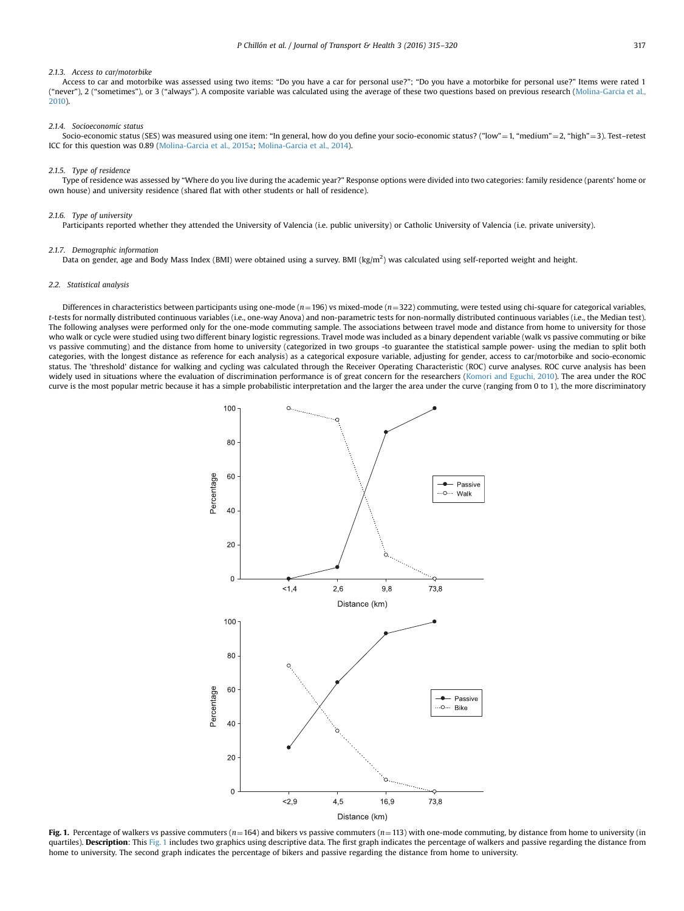#### 2.1.3. Access to car/motorbike

Access to car and motorbike was assessed using two items: "Do you have a car for personal use?"; "Do you have a motorbike for personal use?" Items were rated 1 ("never"), 2 ("sometimes"), or 3 ("always"). A composite variable was calculated using the average of these two questions based on previous research (Molina-Garcia et al., 2010).

#### 2.1.4. Socioeconomic status

Socio-economic status (SES) was measured using one item: "In general, how do you define your socio-economic status? ("low" = 1, "medium" = 2, "high" = 3). Test–retest ICC for this question was 0.89 (Molina-Garcia et al., 2015a; Molina-Garcia et al., 2014).

#### 2.1.5. Type of residence

Type of residence was assessed by "Where do you live during the academic year?" Response options were divided into two categories: family residence (parents' home or own house) and university residence (shared flat with other students or hall of residence).

#### 2.1.6. Type of university

Participants reported whether they attended the University of Valencia (i.e. public university) or Catholic University of Valencia (i.e. private university).

#### 2.1.7. Demographic information

Data on gender, age and Body Mass Index (BMI) were obtained using a survey. BMI ($kg/m^2$) was calculated using self-reported weight and height.

### 2.2. Statistical analysis

Differences in characteristics between participants using one-mode ($n = 196$) vs mixed-mode ($n = 322$) commuting, were tested using chi-square for categorical variables, *t*-tests for normally distributed continuous variables (i.e., one-way Anova) and non-parametric tests for non-normally distributed continuous variables (i.e., the Median test). The following analyses were performed only for the one-mode commuting sample. The associations between travel mode and distance from home to university for those who walk or cycle were studied using two different binary logistic regressions. Travel mode was included as a binary dependent variable (walk vs passive commuting or bike vs passive commuting) and the distance from home to university (categorized in two groups -to guarantee the statistical sample power- using the median to split both categories, with the longest distance as reference for each analysis) as a categorical exposure variable, adjusting for gender, access to car/motorbike and socio-economic status. The 'threshold' distance for walking and cycling was calculated through the Receiver Operating Characteristic (ROC) curve analyses. ROC curve analysis has been widely used in situations where the evaluation of discrimination performance is of great concern for the researchers (Komori and Eguchi, 2010). The area under the ROC curve is the most popular metric because it has a simple probabilistic interpretation and the larger the area under the curve (ranging from 0 to 1), the more discriminatory

**Fig. 1.** Percentage of walkers vs passive commuters ($n = 164$) and bikers vs passive commuters ($n = 113$) with one-mode commuting, by distance from home to university (in quartiles). **Description**: This Fig. 1 includes two graphics using descriptive data. The first graph indicates the percentage of walkers and passive regarding the distance from home to university. The second graph indicates the percentage of bikers and passive regarding the distance from home to university.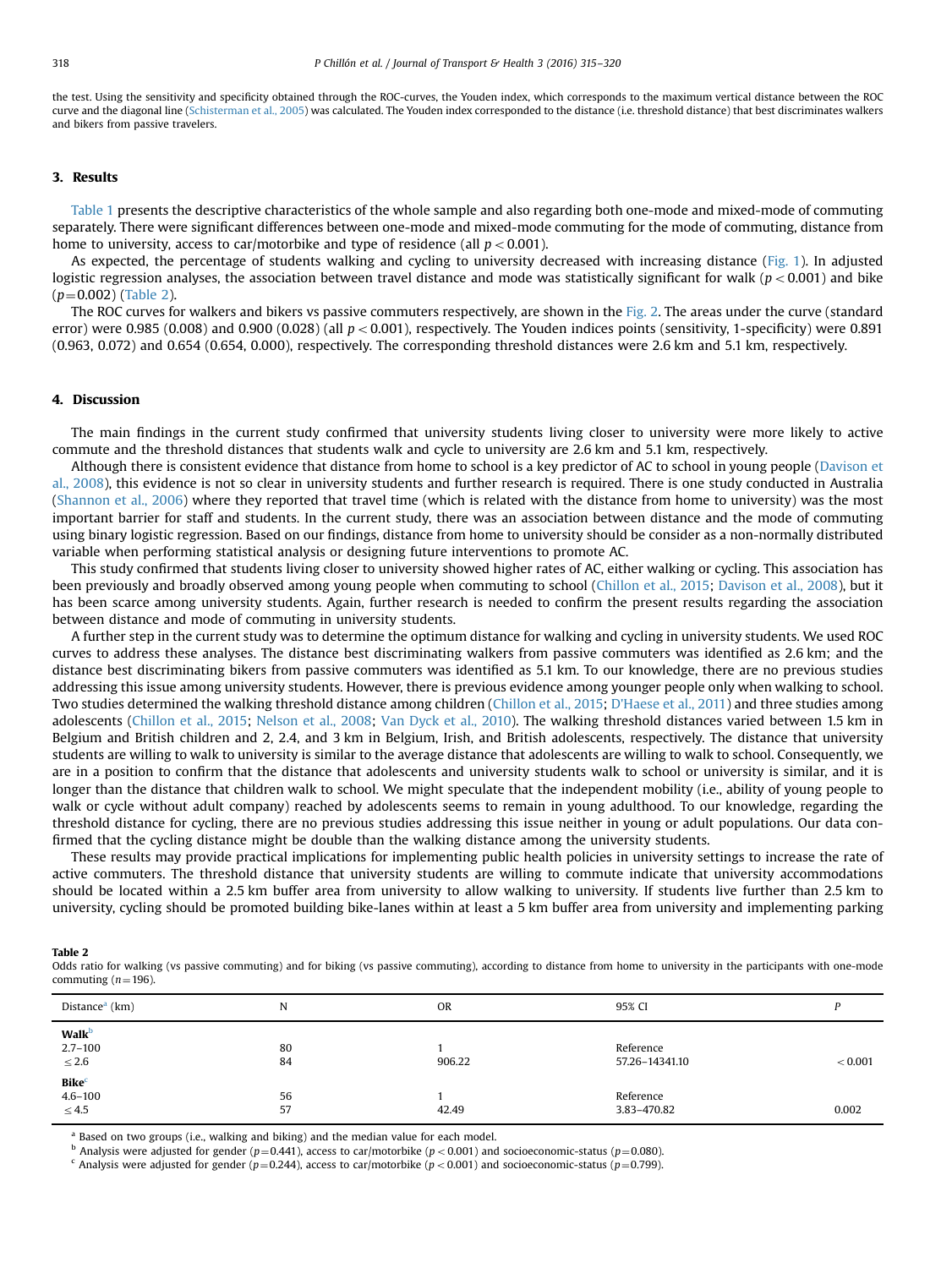the test. Using the sensitivity and specificity obtained through the ROC-curves, the Youden index, which corresponds to the maximum vertical distance between the ROC curve and the diagonal line (Schisterman et al., 2005) was calculated. The Youden index corresponded to the distance (i.e. threshold distance) that best discriminates walkers and bikers from passive travelers.

## 3. Results

Table 1 presents the descriptive characteristics of the whole sample and also regarding both one-mode and mixed-mode of commuting separately. There were significant differences between one-mode and mixed-mode commuting for the mode of commuting, distance from home to university, access to car/motorbike and type of residence (all $p < 0.001$).

As expected, the percentage of students walking and cycling to university decreased with increasing distance (Fig. 1). In adjusted logistic regression analyses, the association between travel distance and mode was statistically significant for walk ($p < 0.001$) and bike ($p = 0.002$) (Table 2).

The ROC curves for walkers and bikers vs passive commuters respectively, are shown in the Fig. 2. The areas under the curve (standard error) were 0.985 (0.008) and 0.900 (0.028) (all $p < 0.001$), respectively. The Youden indices points (sensitivity, 1-specificity) were 0.891 (0.963, 0.072) and 0.654 (0.654, 0.000), respectively. The corresponding threshold distances were 2.6 km and 5.1 km, respectively.

## 4. Discussion

The main findings in the current study confirmed that university students living closer to university were more likely to active commute and the threshold distances that students walk and cycle to university are 2.6 km and 5.1 km, respectively.

Although there is consistent evidence that distance from home to school is a key predictor of AC to school in young people (Davison et al., 2008), this evidence is not so clear in university students and further research is required. There is one study conducted in Australia (Shannon et al., 2006) where they reported that travel time (which is related with the distance from home to university) was the most important barrier for staff and students. In the current study, there was an association between distance and the mode of commuting using binary logistic regression. Based on our findings, distance from home to university should be consider as a non-normally distributed variable when performing statistical analysis or designing future interventions to promote AC.

This study confirmed that students living closer to university showed higher rates of AC, either walking or cycling. This association has been previously and broadly observed among young people when commuting to school (Chillon et al., 2015; Davison et al., 2008), but it has been scarce among university students. Again, further research is needed to confirm the present results regarding the association between distance and mode of commuting in university students.

A further step in the current study was to determine the optimum distance for walking and cycling in university students. We used ROC curves to address these analyses. The distance best discriminating walkers from passive commuters was identified as 2.6 km; and the distance best discriminating bikers from passive commuters was identified as 5.1 km. To our knowledge, there are no previous studies addressing this issue among university students. However, there is previous evidence among younger people only when walking to school. Two studies determined the walking threshold distance among children (Chillon et al., 2015; D'Haese et al., 2011) and three studies among adolescents (Chillon et al., 2015; Nelson et al., 2008; Van Dyck et al., 2010). The walking threshold distances varied between 1.5 km in Belgium and British children and 2, 2.4, and 3 km in Belgium, Irish, and British adolescents, respectively. The distance that university students are willing to walk to university is similar to the average distance that adolescents are willing to walk to school. Consequently, we are in a position to confirm that the distance that adolescents and university students walk to school or university is similar, and it is longer than the distance that children walk to school. We might speculate that the independent mobility (i.e., ability of young people to walk or cycle without adult company) reached by adolescents seems to remain in young adulthood. To our knowledge, regarding the threshold distance for cycling, there are no previous studies addressing this issue neither in young or adult populations. Our data confirmed that the cycling distance might be double than the walking distance among the university students.

These results may provide practical implications for implementing public health policies in university settings to increase the rate of active commuters. The threshold distance that university students are willing to commute indicate that university accommodations should be located within a 2.5 km buffer area from university to allow walking to university. If students live further than 2.5 km to university, cycling should be promoted building bike-lanes within at least a 5 km buffer area from university and implementing parking

**Table 2**
Odds ratio for walking (vs passive commuting) and for biking (vs passive commuting), according to distance from home to university in the participants with one-mode commuting ($n = 196$).

| Distance[a] (km) | N | OR | 95% CI | P |
|---|---|---|---|---|
| **Walk**[b] | | | | |
| 2.7–100 | 80 | 1 | Reference | |
| ≤ 2.6 | 84 | 906.22 | 57.26–14341.10 | < 0.001 |
| **Bike**[c] | | | | |
| 4.6–100 | 56 | 1 | Reference | |
| ≤ 4.5 | 57 | 42.49 | 3.83–470.82 | 0.002 |

[a] Based on two groups (i.e., walking and biking) and the median value for each model.

[b] Analysis were adjusted for gender ($p = 0.441$), access to car/motorbike ($p < 0.001$) and socioeconomic-status ($p = 0.080$).

[c] Analysis were adjusted for gender ($p = 0.244$), access to car/motorbike ($p < 0.001$) and socioeconomic-status ($p = 0.799$).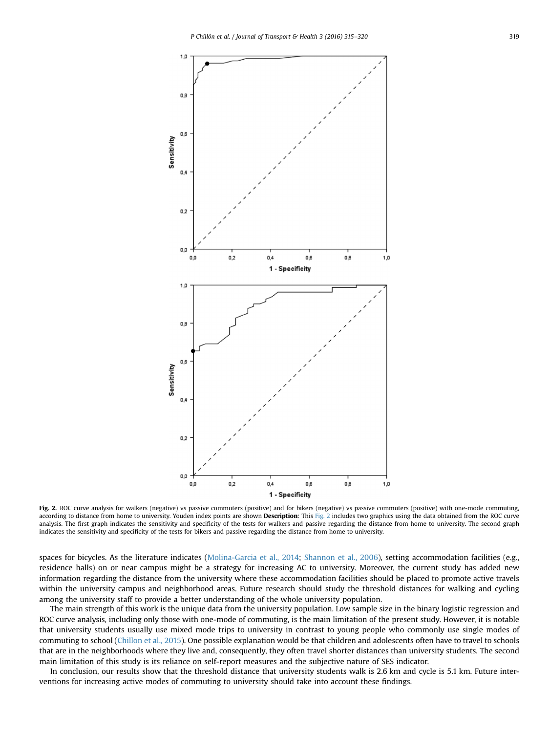**Fig. 2.** ROC curve analysis for walkers (negative) vs passive commuters (positive) and for bikers (negative) vs passive commuters (positive) with one-mode commuting, according to distance from home to university. Youden index points are shown **Description**: This Fig. 2 includes two graphics using the data obtained from the ROC curve analysis. The first graph indicates the sensitivity and specificity of the tests for walkers and passive regarding the distance from home to university. The second graph indicates the sensitivity and specificity of the tests for bikers and passive regarding the distance from home to university.

spaces for bicycles. As the literature indicates (Molina-Garcia et al., 2014; Shannon et al., 2006), setting accommodation facilities (e.g., residence halls) on or near campus might be a strategy for increasing AC to university. Moreover, the current study has added new information regarding the distance from the university where these accommodation facilities should be placed to promote active travels within the university campus and neighborhood areas. Future research should study the threshold distances for walking and cycling among the university staff to provide a better understanding of the whole university population.

The main strength of this work is the unique data from the university population. Low sample size in the binary logistic regression and ROC curve analysis, including only those with one-mode of commuting, is the main limitation of the present study. However, it is notable that university students usually use mixed mode trips to university in contrast to young people who commonly use single modes of commuting to school (Chillon et al., 2015). One possible explanation would be that children and adolescents often have to travel to schools that are in the neighborhoods where they live and, consequently, they often travel shorter distances than university students. The second main limitation of this study is its reliance on self-report measures and the subjective nature of SES indicator.

In conclusion, our results show that the threshold distance that university students walk is 2.6 km and cycle is 5.1 km. Future interventions for increasing active modes of commuting to university should take into account these findings.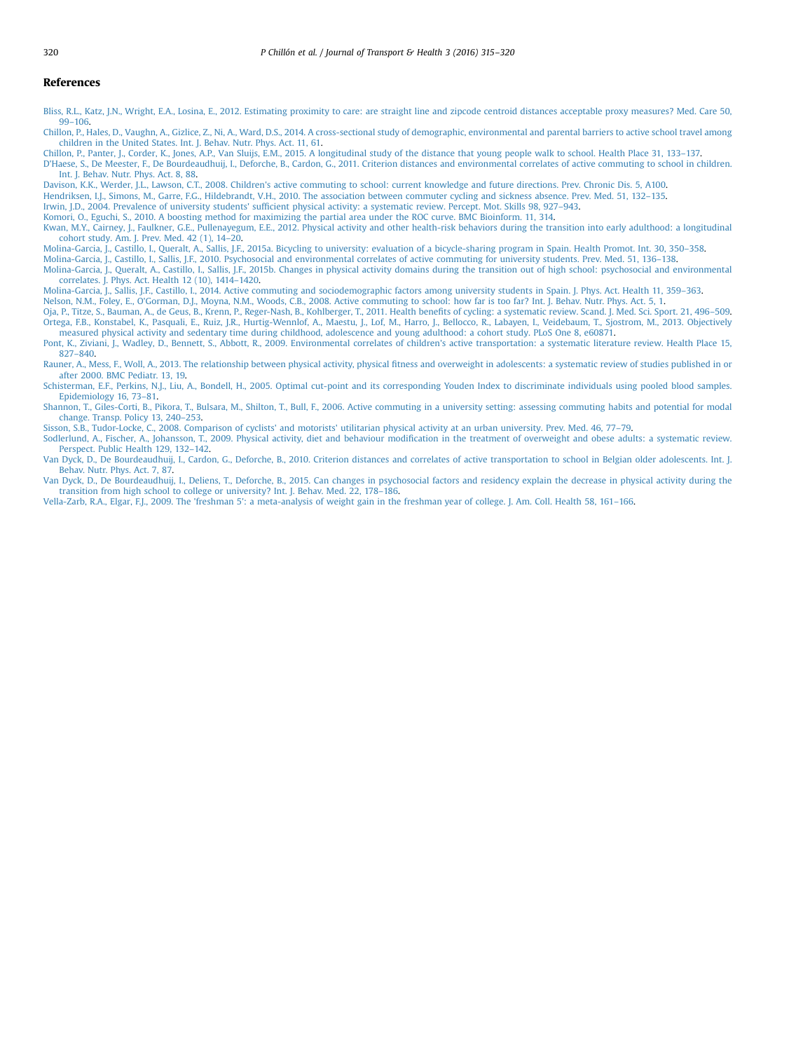## References

Bliss, R.L., Katz, J.N., Wright, E.A., Losina, E., 2012. Estimating proximity to care: are straight line and zipcode centroid distances acceptable proxy measures? Med. Care 50, 99–106.

Chillon, P., Hales, D., Vaughn, A., Gizlice, Z., Ni, A., Ward, D.S., 2014. A cross-sectional study of demographic, environmental and parental barriers to active school travel among children in the United States. Int. J. Behav. Nutr. Phys. Act. 11, 61.

Chillon, P., Panter, J., Corder, K., Jones, A.P., Van Sluijs, E.M., 2015. A longitudinal study of the distance that young people walk to school. Health Place 31, 133–137.

D'Haese, S., De Meester, F., De Bourdeaudhuij, I., Deforche, B., Cardon, G., 2011. Criterion distances and environmental correlates of active commuting to school in children. Int. J. Behav. Nutr. Phys. Act. 8, 88.

Davison, K.K., Werder, J.L., Lawson, C.T., 2008. Children's active commuting to school: current knowledge and future directions. Prev. Chronic Dis. 5, A100.

Hendriksen, I.J., Simons, M., Garre, F.G., Hildebrandt, V.H., 2010. The association between commuter cycling and sickness absence. Prev. Med. 51, 132–135.

Irwin, J.D., 2004. Prevalence of university students' sufficient physical activity: a systematic review. Percept. Mot. Skills 98, 927–943.

Komori, O., Eguchi, S., 2010. A boosting method for maximizing the partial area under the ROC curve. BMC Bioinform. 11, 314.

Kwan, M.Y., Cairney, J., Faulkner, G.E., Pullenayegum, E.E., 2012. Physical activity and other health-risk behaviors during the transition into early adulthood: a longitudinal cohort study. Am. J. Prev. Med. 42 (1), 14–20.

Molina-Garcia, J., Castillo, I., Queralt, A., Sallis, J.F., 2015a. Bicycling to university: evaluation of a bicycle-sharing program in Spain. Health Promot. Int. 30, 350–358.

Molina-Garcia, J., Castillo, I., Sallis, J.F., 2010. Psychosocial and environmental correlates of active commuting for university students. Prev. Med. 51, 136–138.

Molina-Garcia, J., Queralt, A., Castillo, I., Sallis, J.F., 2015b. Changes in physical activity domains during the transition out of high school: psychosocial and environmental correlates. J. Phys. Act. Health 12 (10), 1414–1420.

Molina-Garcia, J., Sallis, J.F., Castillo, I., 2014. Active commuting and sociodemographic factors among university students in Spain. J. Phys. Act. Health 11, 359–363.

Nelson, N.M., Foley, E., O'Gorman, D.J., Moyna, N.M., Woods, C.B., 2008. Active commuting to school: how far is too far? Int. J. Behav. Nutr. Phys. Act. 5, 1.

Oja, P., Titze, S., Bauman, A., de Geus, B., Krenn, P., Reger-Nash, B., Kohlberger, T., 2011. Health benefits of cycling: a systematic review. Scand. J. Med. Sci. Sport. 21, 496–509.

Ortega, F.B., Konstabel, K., Pasquali, E., Ruiz, J.R., Hurtig-Wennlof, A., Maestu, J., Lof, M., Harro, J., Bellocco, R., Labayen, I., Veidebaum, T., Sjostrom, M., 2013. Objectively measured physical activity and sedentary time during childhood, adolescence and young adulthood: a cohort study. PLoS One 8, e60871.

Pont, K., Ziviani, J., Wadley, D., Bennett, S., Abbott, R., 2009. Environmental correlates of children's active transportation: a systematic literature review. Health Place 15, 827–840.

Rauner, A., Mess, F., Woll, A., 2013. The relationship between physical activity, physical fitness and overweight in adolescents: a systematic review of studies published in or after 2000. BMC Pediatr. 13, 19.

Schisterman, E.F., Perkins, N.J., Liu, A., Bondell, H., 2005. Optimal cut-point and its corresponding Youden Index to discriminate individuals using pooled blood samples. Epidemiology 16, 73–81.

Shannon, T., Giles-Corti, B., Pikora, T., Bulsara, M., Shilton, T., Bull, F., 2006. Active commuting in a university setting: assessing commuting habits and potential for modal change. Transp. Policy 13, 240–253.

Sisson, S.B., Tudor-Locke, C., 2008. Comparison of cyclists' and motorists' utilitarian physical activity at an urban university. Prev. Med. 46, 77–79.

Sodlerlund, A., Fischer, A., Johansson, T., 2009. Physical activity, diet and behaviour modification in the treatment of overweight and obese adults: a systematic review. Perspect. Public Health 129, 132–142.

Van Dyck, D., De Bourdeaudhuij, I., Cardon, G., Deforche, B., 2010. Criterion distances and correlates of active transportation to school in Belgian older adolescents. Int. J. Behav. Nutr. Phys. Act. 7, 87.

Van Dyck, D., De Bourdeaudhuij, I., Deliens, T., Deforche, B., 2015. Can changes in psychosocial factors and residency explain the decrease in physical activity during the transition from high school to college or university? Int. J. Behav. Med. 22, 178–186.

Vella-Zarb, R.A., Elgar, F.J., 2009. The 'freshman 5': a meta-analysis of weight gain in the freshman year of college. J. Am. Coll. Health 58, 161–166.